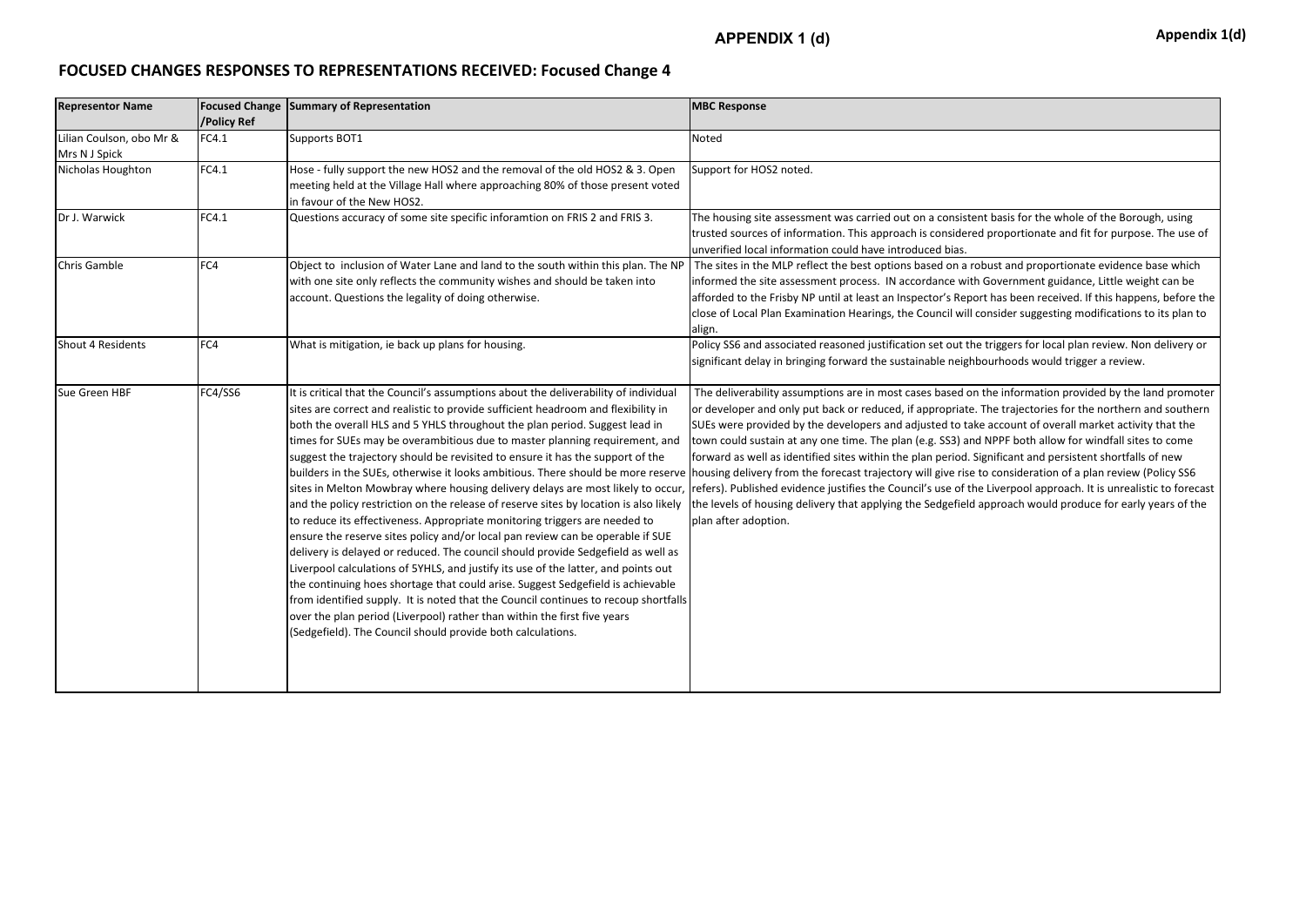# APPENDIX 1 (d)

Appendix 1(d)

## FOCUSED CHANGES RESPONSES TO REPRESENTATIONS RECEIVED: Focused Change 4

| Representor Name | Focused Change /Policy Ref | Summary of Representation | MBC Response |
|---|---|---|---|
| Lilian Coulson, obo Mr & Mrs N J Spick | FC4.1 | Supports BOT1 | Noted |
| Nicholas Houghton | FC4.1 | Hose - fully support the new HOS2 and the removal of the old HOS2 & 3. Open meeting held at the Village Hall where approaching 80% of those present voted in favour of the New HOS2. | Support for HOS2 noted. |
| Dr J. Warwick | FC4.1 | Questions accuracy of some site specific inforamtion on FRIS 2 and FRIS 3. | The housing site assessment was carried out on a consistent basis for the whole of the Borough, using trusted sources of information. This approach is considered proportionate and fit for purpose. The use of unverified local information could have introduced bias. |
| Chris Gamble | FC4 | Object to inclusion of Water Lane and land to the south within this plan. The NP with one site only reflects the community wishes and should be taken into account. Questions the legality of doing otherwise. | The sites in the MLP reflect the best options based on a robust and proportionate evidence base which informed the site assessment process. IN accordance with Government guidance, Little weight can be afforded to the Frisby NP until at least an Inspector's Report has been received. If this happens, before the close of Local Plan Examination Hearings, the Council will consider suggesting modifications to its plan to align. |
| Shout 4 Residents | FC4 | What is mitigation, ie back up plans for housing. | Policy SS6 and associated reasoned justification set out the triggers for local plan review. Non delivery or significant delay in bringing forward the sustainable neighbourhoods would trigger a review. |
| Sue Green HBF | FC4/SS6 | It is critical that the Council's assumptions about the deliverability of individual sites are correct and realistic to provide sufficient headroom and flexibility in both the overall HLS and 5 YHLS throughout the plan period. Suggest lead in times for SUEs may be overambitious due to master planning requirement, and suggest the trajectory should be revisited to ensure it has the support of the builders in the SUEs, otherwise it looks ambitious. There should be more reserve sites in Melton Mowbray where housing delivery delays are most likely to occur, and the policy restriction on the release of reserve sites by location is also likely to reduce its effectiveness. Appropriate monitoring triggers are needed to ensure the reserve sites policy and/or local pan review can be operable if SUE delivery is delayed or reduced. The council should provide Sedgefield as well as Liverpool calculations of 5YHLS, and justify its use of the latter, and points out the continuing hoes shortage that could arise. Suggest Sedgefield is achievable from identified supply. It is noted that the Council continues to recoup shortfalls over the plan period (Liverpool) rather than within the first five years (Sedgefield). The Council should provide both calculations. | The deliverability assumptions are in most cases based on the information provided by the land promoter or developer and only put back or reduced, if appropriate. The trajectories for the northern and southern SUEs were provided by the developers and adjusted to take account of overall market activity that the town could sustain at any one time. The plan (e.g. SS3) and NPPF both allow for windfall sites to come forward as well as identified sites within the plan period. Significant and persistent shortfalls of new housing delivery from the forecast trajectory will give rise to consideration of a plan review (Policy SS6 refers). Published evidence justifies the Council's use of the Liverpool approach. It is unrealistic to forecast the levels of housing delivery that applying the Sedgefield approach would produce for early years of the plan after adoption. |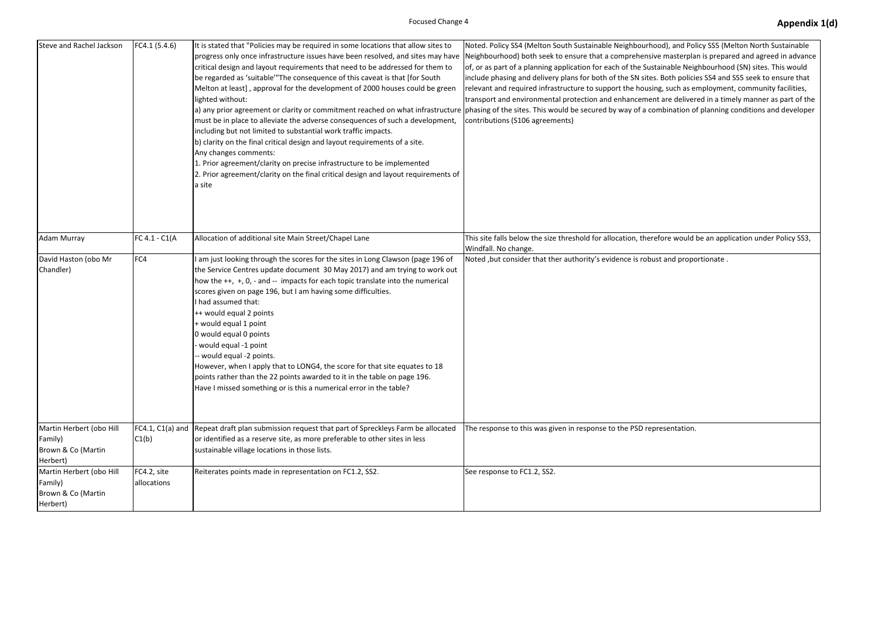| Steve and Rachel Jackson | FC4.1 (5.4.6) | It is stated that "Policies may be required in some locations that allow sites to progress only once infrastructure issues have been resolved, and sites may have critical design and layout requirements that need to be addressed for them to be regarded as 'suitable'"The consequence of this caveat is that [for South Melton at least] , approval for the development of 2000 houses could be green lighted without:<br>a) any prior agreement or clarity or commitment reached on what infrastructure must be in place to alleviate the adverse consequences of such a development, including but not limited to substantial work traffic impacts.<br>b) clarity on the final critical design and layout requirements of a site.<br>Any changes comments:<br>1. Prior agreement/clarity on precise infrastructure to be implemented<br>2. Prior agreement/clarity on the final critical design and layout requirements of a site | Noted. Policy SS4 (Melton South Sustainable Neighbourhood), and Policy SS5 (Melton North Sustainable Neighbourhood) both seek to ensure that a comprehensive masterplan is prepared and agreed in advance of, or as part of a planning application for each of the Sustainable Neighbourhood (SN) sites. This would include phasing and delivery plans for both of the SN sites. Both policies SS4 and SS5 seek to ensure that relevant and required infrastructure to support the housing, such as employment, community facilities, transport and environmental protection and enhancement are delivered in a timely manner as part of the phasing of the sites. This would be secured by way of a combination of planning conditions and developer contributions (S106 agreements) |
|---|---|---|---|
| Adam Murray | FC 4.1 - C1(A | Allocation of additional site Main Street/Chapel Lane | This site falls below the size threshold for allocation, therefore would be an application under Policy SS3, Windfall. No change. |
| David Haston (obo Mr Chandler) | FC4 | I am just looking through the scores for the sites in Long Clawson (page 196 of the Service Centres update document 30 May 2017) and am trying to work out how the ++, +, 0, - and -- impacts for each topic translate into the numerical scores given on page 196, but I am having some difficulties.<br>I had assumed that:<br>++ would equal 2 points<br>+ would equal 1 point<br>0 would equal 0 points<br>- would equal -1 point<br>-- would equal -2 points.<br>However, when I apply that to LONG4, the score for that site equates to 18 points rather than the 22 points awarded to it in the table on page 196.<br>Have I missed something or is this a numerical error in the table? | Noted ,but consider that ther authority's evidence is robust and proportionate . |
| Martin Herbert (obo Hill Family)<br>Brown & Co (Martin Herbert) | FC4.1, C1(a) and C1(b) | Repeat draft plan submission request that part of Spreckleys Farm be allocated or identified as a reserve site, as more preferable to other sites in less sustainable village locations in those lists. | The response to this was given in response to the PSD representation. |
| Martin Herbert (obo Hill Family)<br>Brown & Co (Martin Herbert) | FC4.2, site allocations | Reiterates points made in representation on FC1.2, SS2. | See response to FC1.2, SS2. |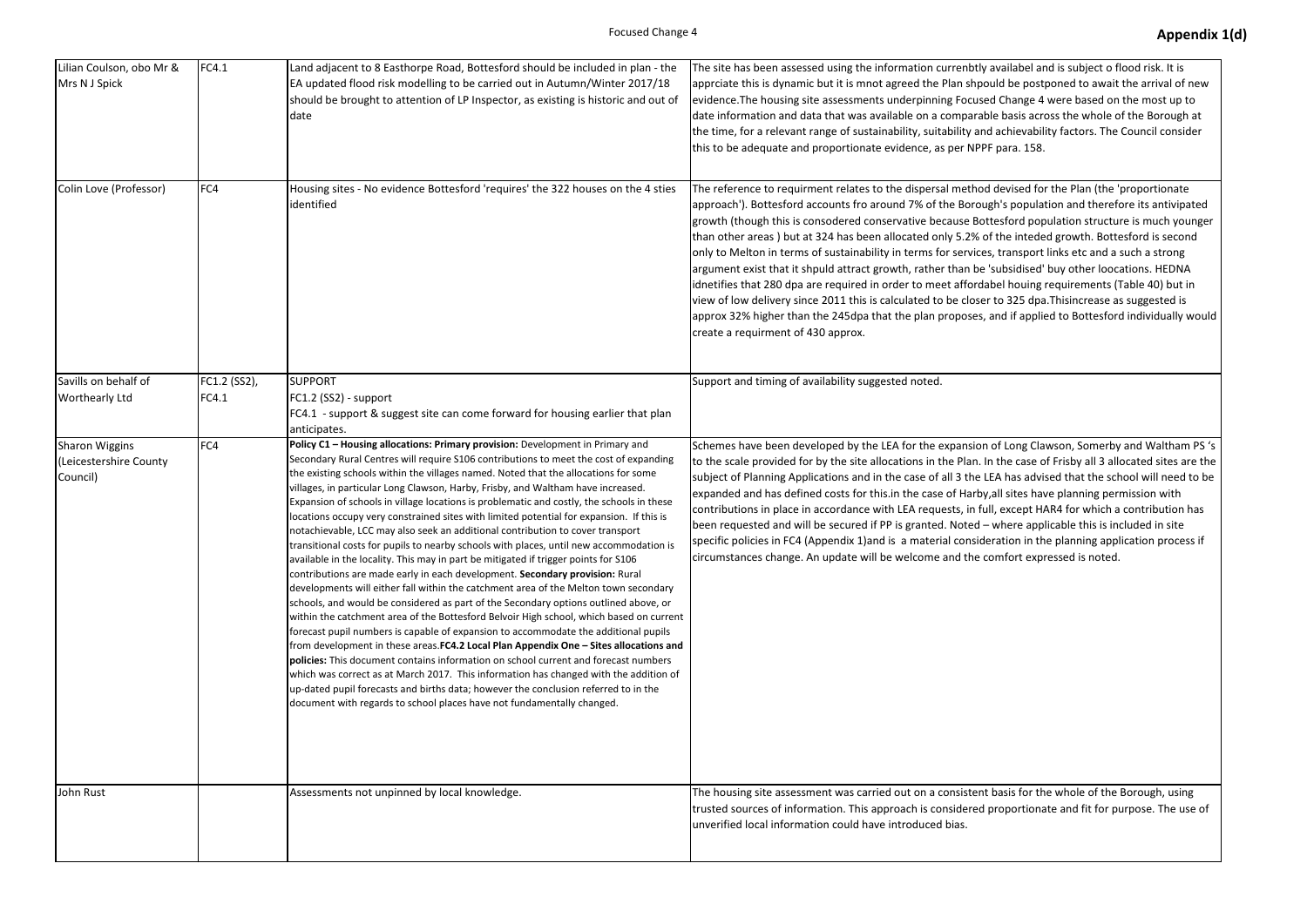| | | | |
|---|---|---|---|
| Lilian Coulson, obo Mr & Mrs N J Spick | FC4.1 | Land adjacent to 8 Easthorpe Road, Bottesford should be included in plan - the EA updated flood risk modelling to be carried out in Autumn/Winter 2017/18 should be brought to attention of LP Inspector, as existing is historic and out of date | The site has been assessed using the information currenbtly availabel and is subject o flood risk. It is apprciate this is dynamic but it is mnot agreed the Plan shpould be postponed to await the arrival of new evidence.The housing site assessments underpinning Focused Change 4 were based on the most up to date information and data that was available on a comparable basis across the whole of the Borough at the time, for a relevant range of sustainability, suitability and achievability factors. The Council consider this to be adequate and proportionate evidence, as per NPPF para. 158. |
| Colin Love (Professor) | FC4 | Housing sites - No evidence Bottesford 'requires' the 322 houses on the 4 sties identified | The reference to requirment relates to the dispersal method devised for the Plan (the 'proportionate approach'). Bottesford accounts fro around 7% of the Borough's population and therefore its antivipated growth (though this is consodered conservative because Bottesford population structure is much younger than other areas ) but at 324 has been allocated only 5.2% of the inteded growth. Bottesford is second only to Melton in terms of sustainability in terms for services, transport links etc and a such a strong argument exist that it shpuld attract growth, rather than be 'subsidised' buy other loocations. HEDNA idnetifies that 280 dpa are required in order to meet affordabel houing requirements (Table 40) but in view of low delivery since 2011 this is calculated to be closer to 325 dpa.Thisincrease as suggested is approx 32% higher than the 245dpa that the plan proposes, and if applied to Bottesford individually would create a requirment of 430 approx. |
| Savills on behalf of Worthearly Ltd | FC1.2 (SS2), FC4.1 | **SUPPORT**<br>FC1.2 (SS2) - support<br>FC4.1 - support & suggest site can come forward for housing earlier that plan anticipates. | Support and timing of availability suggested noted. |
| Sharon Wiggins (Leicestershire County Council) | FC4 | **Policy C1 – Housing allocations: Primary provision:** Development in Primary and Secondary Rural Centres will require S106 contributions to meet the cost of expanding the existing schools within the villages named. Noted that the allocations for some villages, in particular Long Clawson, Harby, Frisby, and Waltham have increased. Expansion of schools in village locations is problematic and costly, the schools in these locations occupy very constrained sites with limited potential for expansion. If this is notachievable, LCC may also seek an additional contribution to cover transport transitional costs for pupils to nearby schools with places, until new accommodation is available in the locality. This may in part be mitigated if trigger points for S106 contributions are made early in each development. **Secondary provision:** Rural developments will either fall within the catchment area of the Melton town secondary schools, and would be considered as part of the Secondary options outlined above, or within the catchment area of the Bottesford Belvoir High school, which based on current forecast pupil numbers is capable of expansion to accommodate the additional pupils from development in these areas.**FC4.2 Local Plan Appendix One – Sites allocations and policies:** This document contains information on school current and forecast numbers which was correct as at March 2017. This information has changed with the addition of up-dated pupil forecasts and births data; however the conclusion referred to in the document with regards to school places have not fundamentally changed. | Schemes have been developed by the LEA for the expansion of Long Clawson, Somerby and Waltham PS 's to the scale provided for by the site allocations in the Plan. In the case of Frisby all 3 allocated sites are the subject of Planning Applications and in the case of all 3 the LEA has advised that the school will need to be expanded and has defined costs for this.in the case of Harby,all sites have planning permission with contributions in place in accordance with LEA requests, in full, except HAR4 for which a contribution has been requested and will be secured if PP is granted. Noted – where applicable this is included in site specific policies in FC4 (Appendix 1)and is a material consideration in the planning application process if circumstances change. An update will be welcome and the comfort expressed is noted. |
| John Rust | | Assessments not unpinned by local knowledge. | The housing site assessment was carried out on a consistent basis for the whole of the Borough, using trusted sources of information. This approach is considered proportionate and fit for purpose. The use of unverified local information could have introduced bias. |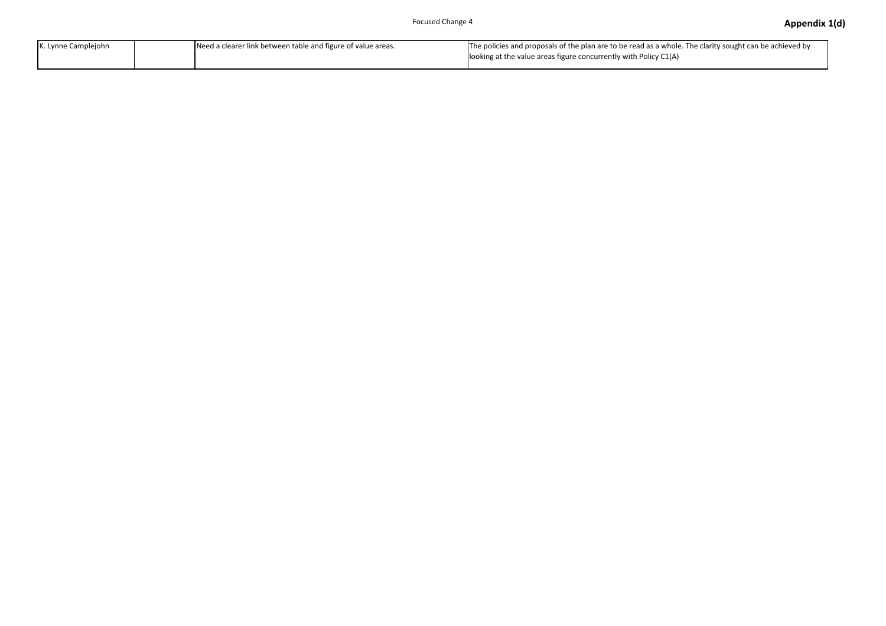| | | | |
|---|---|---|---|
| K. Lynne Camplejohn | | Need a clearer link between table and figure of value areas. | The policies and proposals of the plan are to be read as a whole. The clarity sought can be achieved by looking at the value areas figure concurrently with Policy C1(A) |